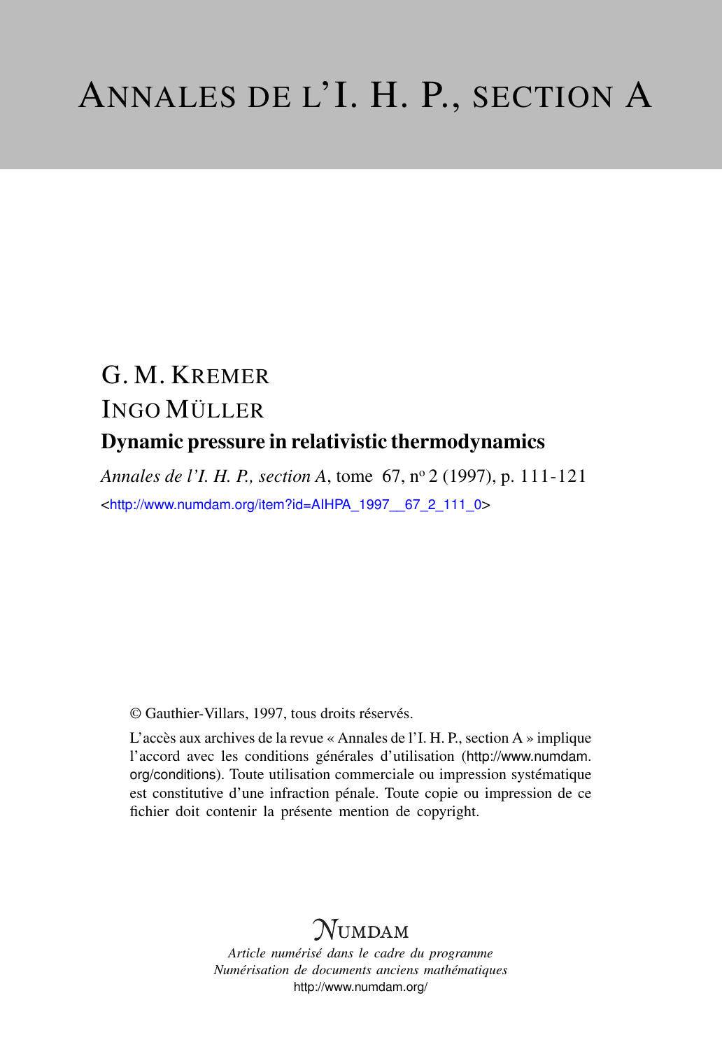# ANNALES DE L'I. H. P., SECTION A

G. M. KREMER

INGO MÜLLER

## Dynamic pressure in relativistic thermodynamics

*Annales de l'I. H. P., section A*, tome 67, n° 2 (1997), p. 111-121

<http://www.numdam.org/item?id=AIHPA_1997__67_2_111_0>

© Gauthier-Villars, 1997, tous droits réservés.

L'accès aux archives de la revue « Annales de l'I. H. P., section A » implique l'accord avec les conditions générales d'utilisation (http://www.numdam.org/conditions). Toute utilisation commerciale ou impression systématique est constitutive d'une infraction pénale. Toute copie ou impression de ce fichier doit contenir la présente mention de copyright.

NUMDAM

*Article numérisé dans le cadre du programme*
*Numérisation de documents anciens mathématiques*
http://www.numdam.org/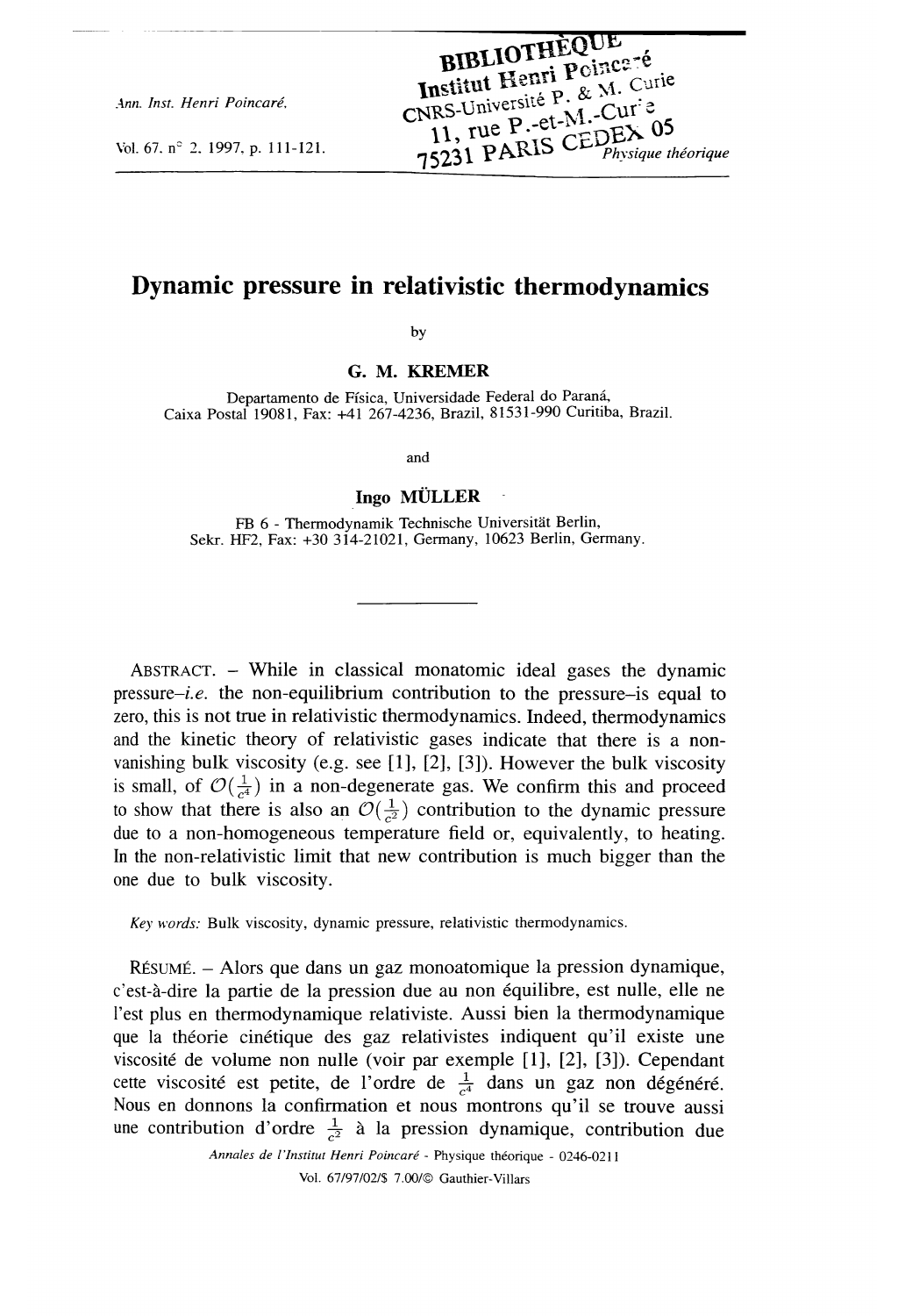# Dynamic pressure in relativistic thermodynamics

by

**G. M. KREMER**

Departamento de Física, Universidade Federal do Paraná, Caixa Postal 19081, Fax: +41 267-4236, Brazil, 81531-990 Curitiba, Brazil.

and

**Ingo MÜLLER**

FB 6 - Thermodynamik Technische Universität Berlin, Sekr. HF2, Fax: +30 314-21021, Germany, 10623 Berlin, Germany.

---

ABSTRACT. – While in classical monatomic ideal gases the dynamic pressure–*i.e.* the non-equilibrium contribution to the pressure–is equal to zero, this is not true in relativistic thermodynamics. Indeed, thermodynamics and the kinetic theory of relativistic gases indicate that there is a non-vanishing bulk viscosity (e.g. see [1], [2], [3]). However the bulk viscosity is small, of $\mathcal{O}(\frac{1}{c^4})$ in a non-degenerate gas. We confirm this and proceed to show that there is also an $\mathcal{O}(\frac{1}{c^2})$ contribution to the dynamic pressure due to a non-homogeneous temperature field or, equivalently, to heating. In the non-relativistic limit that new contribution is much bigger than the one due to bulk viscosity.

*Key words:* Bulk viscosity, dynamic pressure, relativistic thermodynamics.

RÉSUMÉ. – Alors que dans un gaz monoatomique la pression dynamique, c'est-à-dire la partie de la pression due au non équilibre, est nulle, elle ne l'est plus en thermodynamique relativiste. Aussi bien la thermodynamique que la théorie cinétique des gaz relativistes indiquent qu'il existe une viscosité de volume non nulle (voir par exemple [1], [2], [3]). Cependant cette viscosité est petite, de l'ordre de $\frac{1}{c^4}$ dans un gaz non dégénéré. Nous en donnons la confirmation et nous montrons qu'il se trouve aussi une contribution d'ordre $\frac{1}{c^2}$ à la pression dynamique, contribution due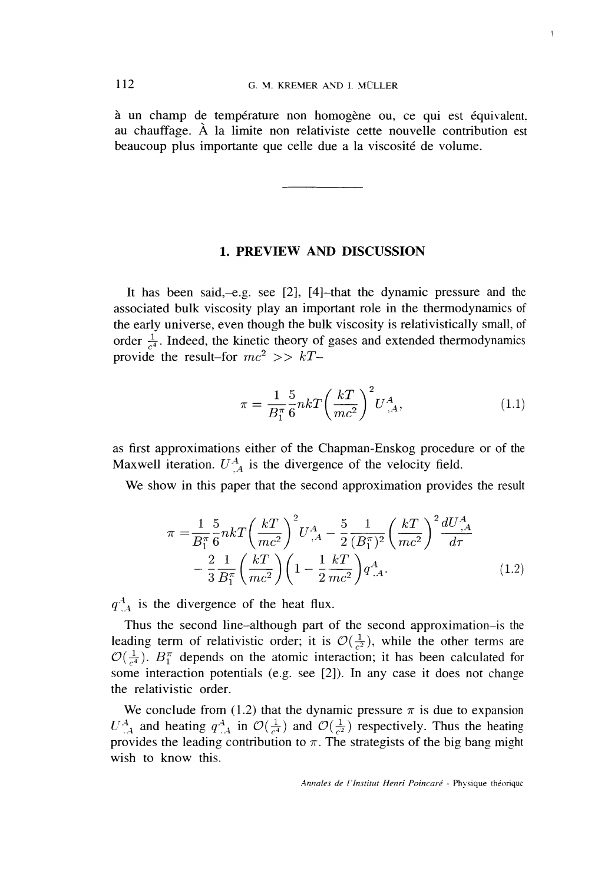à un champ de température non homogène ou, ce qui est équivalent, au chauffage. À la limite non relativiste cette nouvelle contribution est beaucoup plus importante que celle due a la viscosité de volume.

---

## 1. PREVIEW AND DISCUSSION

It has been said,–e.g. see [2], [4]–that the dynamic pressure and the associated bulk viscosity play an important role in the thermodynamics of the early universe, even though the bulk viscosity is relativistically small, of order $\frac{1}{c^4}$. Indeed, the kinetic theory of gases and extended thermodynamics provide the result–for $mc^2 >> kT$–

$$\pi = \frac{1}{B_1^\pi} \frac{5}{6} nkT \left( \frac{kT}{mc^2} \right)^2 U^A_{,A}, \tag{1.1}$$

as first approximations either of the Chapman-Enskog procedure or of the Maxwell iteration. $U^A_{,A}$ is the divergence of the velocity field.

We show in this paper that the second approximation provides the result

$$\pi = \frac{1}{B_1^\pi} \frac{5}{6} nkT \left( \frac{kT}{mc^2} \right)^2 U^A_{,A} - \frac{5}{2} \frac{1}{(B_1^\pi)^2} \left( \frac{kT}{mc^2} \right)^2 \frac{dU^A_{,A}}{d\tau}$$
$$- \frac{2}{3} \frac{1}{B_1^\pi} \left( \frac{kT}{mc^2} \right) \left( 1 - \frac{1}{2} \frac{kT}{mc^2} \right) q^A_{,A}. \tag{1.2}$$

$q^A_{,A}$ is the divergence of the heat flux.

Thus the second line–although part of the second approximation–is the leading term of relativistic order; it is $\mathcal{O}(\frac{1}{c^2})$, while the other terms are $\mathcal{O}(\frac{1}{c^4})$. $B_1^\pi$ depends on the atomic interaction; it has been calculated for some interaction potentials (e.g. see [2]). In any case it does not change the relativistic order.

We conclude from (1.2) that the dynamic pressure $\pi$ is due to expansion $U^A_{,A}$ and heating $q^A_{,A}$ in $\mathcal{O}(\frac{1}{c^4})$ and $\mathcal{O}(\frac{1}{c^2})$ respectively. Thus the heating provides the leading contribution to $\pi$. The strategists of the big bang might wish to know this.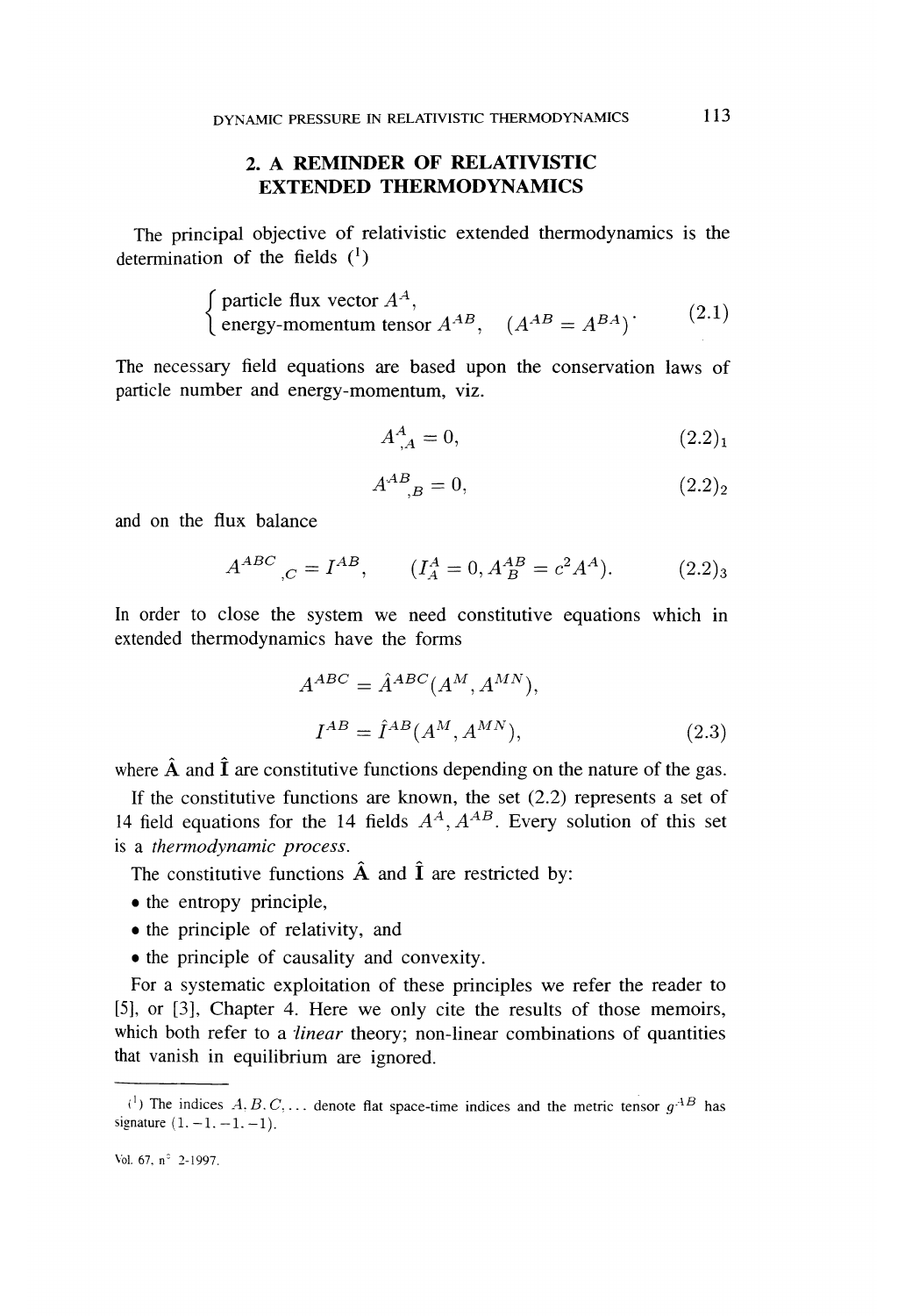## 2. A REMINDER OF RELATIVISTIC EXTENDED THERMODYNAMICS

The principal objective of relativistic extended thermodynamics is the determination of the fields [1]

$$\left\{ \begin{array}{l} \text{particle flux vector } A^A, \\ \text{energy-momentum tensor } A^{AB}, \quad (A^{AB} = A^{BA}) \end{array} \right. . \tag{2.1}$$

The necessary field equations are based upon the conservation laws of particle number and energy-momentum, viz.

$$A^A{}_{,A} = 0, \tag{2.2$_1$}$$

$$A^{AB}{}_{,B} = 0, \tag{2.2$_2$}$$

and on the flux balance

$$A^{ABC}{}_{,C} = I^{AB}, \qquad (I^A_A = 0, A^{AB}_B = c^2 A^A). \tag{2.2$_3$}$$

In order to close the system we need constitutive equations which in extended thermodynamics have the forms

$$A^{ABC} = \hat{A}^{ABC}(A^M, A^{MN}),$$
$$I^{AB} = \hat{I}^{AB}(A^M, A^{MN}), \tag{2.3}$$

where $\hat{\mathbf{A}}$ and $\hat{\mathbf{I}}$ are constitutive functions depending on the nature of the gas.

If the constitutive functions are known, the set (2.2) represents a set of 14 field equations for the 14 fields $A^A, A^{AB}$. Every solution of this set is a *thermodynamic process*.

The constitutive functions $\hat{\mathbf{A}}$ and $\hat{\mathbf{I}}$ are restricted by:

- the entropy principle,
- the principle of relativity, and
- the principle of causality and convexity.

For a systematic exploitation of these principles we refer the reader to [5], or [3], Chapter 4. Here we only cite the results of those memoirs, which both refer to a *linear* theory; non-linear combinations of quantities that vanish in equilibrium are ignored.

---

[1] The indices $A, B, C, \ldots$ denote flat space-time indices and the metric tensor $g^{AB}$ has signature $(1, -1, -1, -1)$.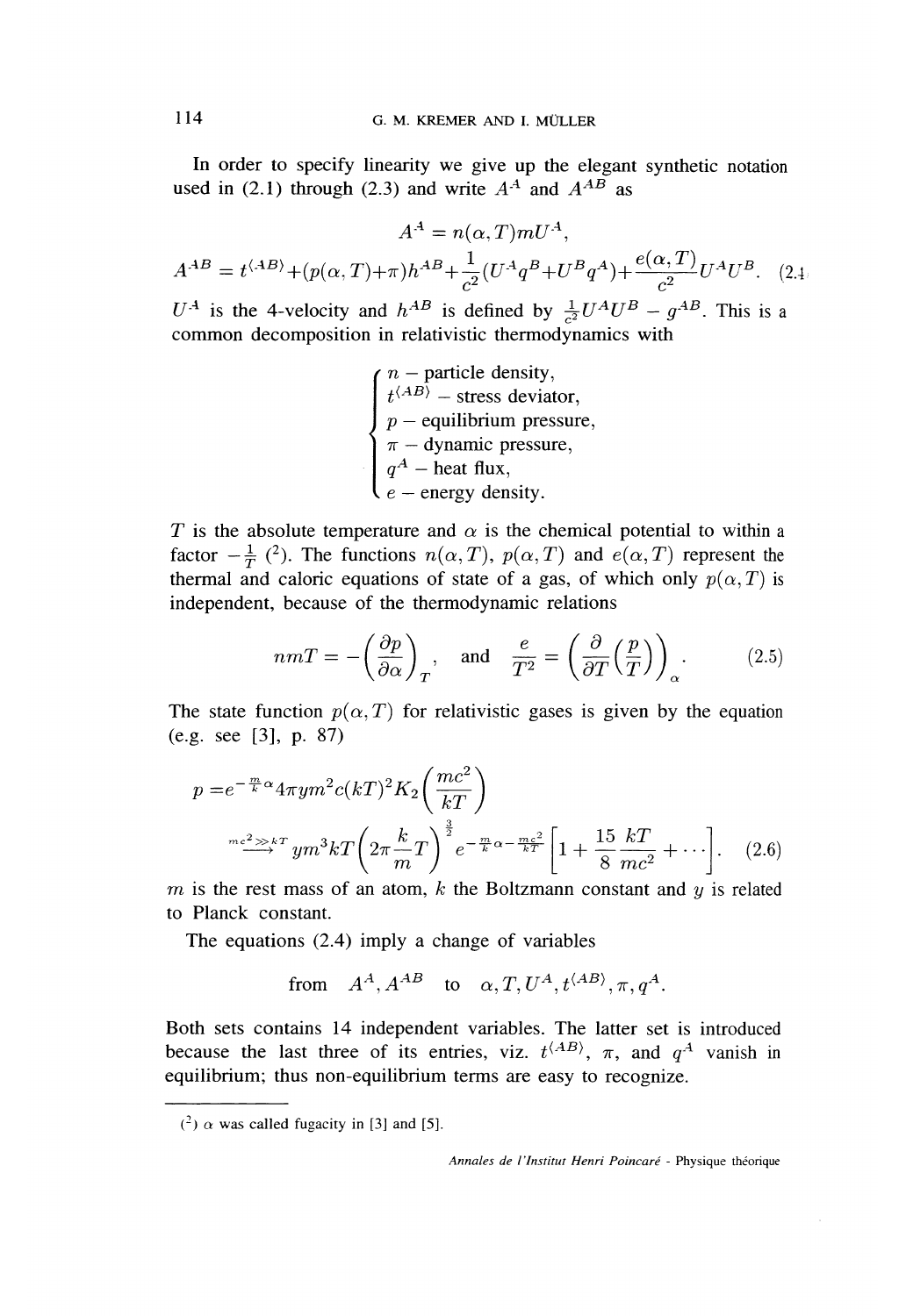In order to specify linearity we give up the elegant synthetic notation used in (2.1) through (2.3) and write $A^A$ and $A^{AB}$ as

$$A^A = n(\alpha, T) m U^A,$$

$$A^{AB} = t^{\langle AB \rangle} + (p(\alpha, T) + \pi) h^{AB} + \frac{1}{c^2}(U^A q^B + U^B q^A) + \frac{e(\alpha, T)}{c^2} U^A U^B. \quad (2.4)$$

$U^A$ is the 4-velocity and $h^{AB}$ is defined by $\frac{1}{c^2}U^A U^B - g^{AB}$. This is a common decomposition in relativistic thermodynamics with

- $n$ – particle density,
- $t^{\langle AB \rangle}$ – stress deviator,
- $p$ – equilibrium pressure,
- $\pi$ – dynamic pressure,
- $q^A$ – heat flux,
- $e$ – energy density.

$T$ is the absolute temperature and $\alpha$ is the chemical potential to within a factor $-\frac{1}{T}$ [2]. The functions $n(\alpha, T)$, $p(\alpha, T)$ and $e(\alpha, T)$ represent the thermal and caloric equations of state of a gas, of which only $p(\alpha, T)$ is independent, because of the thermodynamic relations

$$nmT = -\left(\frac{\partial p}{\partial \alpha}\right)_T, \quad \text{and} \quad \frac{e}{T^2} = \left(\frac{\partial}{\partial T}\left(\frac{p}{T}\right)\right)_\alpha. \quad (2.5)$$

The state function $p(\alpha, T)$ for relativistic gases is given by the equation (e.g. see [3], p. 87)

$$p = e^{-\frac{m}{k}\alpha} 4\pi y m^2 c (kT)^2 K_2\left(\frac{mc^2}{kT}\right)$$

$$\xrightarrow{mc^2 \gg kT} y m^3 kT \left(2\pi \frac{k}{m} T\right)^{\frac{3}{2}} e^{-\frac{m}{k}\alpha - \frac{mc^2}{kT}} \left[1 + \frac{15}{8}\frac{kT}{mc^2} + \cdots\right]. \quad (2.6)$$

$m$ is the rest mass of an atom, $k$ the Boltzmann constant and $y$ is related to Planck constant.

The equations (2.4) imply a change of variables

$$\text{from} \quad A^A, A^{AB} \quad \text{to} \quad \alpha, T, U^A, t^{\langle AB \rangle}, \pi, q^A.$$

Both sets contains 14 independent variables. The latter set is introduced because the last three of its entries, viz. $t^{\langle AB \rangle}$, $\pi$, and $q^A$ vanish in equilibrium; thus non-equilibrium terms are easy to recognize.

---

[2] $\alpha$ was called fugacity in [3] and [5].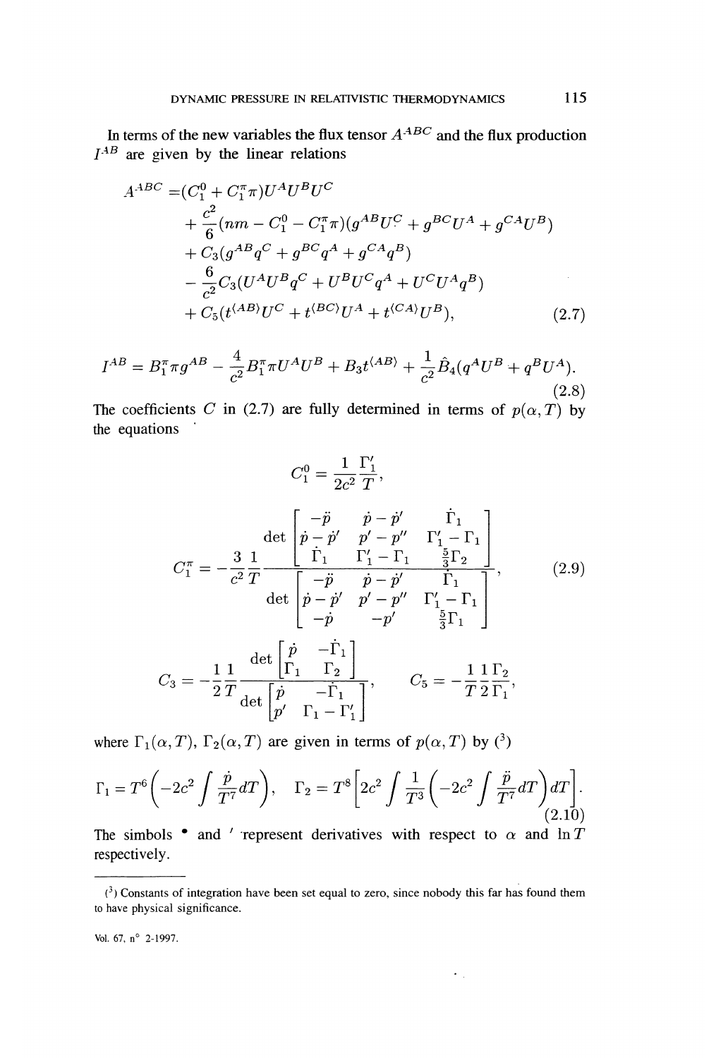In terms of the new variables the flux tensor $A^{ABC}$ and the flux production $I^{AB}$ are given by the linear relations

$$
\begin{aligned}
A^{ABC} =& (C_1^0 + C_1^\pi \pi) U^A U^B U^C \\
&+ \frac{c^2}{6}(nm - C_1^0 - C_1^\pi \pi)(g^{AB}U^C + g^{BC}U^A + g^{CA}U^B) \\
&+ C_3(g^{AB}q^C + g^{BC}q^A + g^{CA}q^B) \\
&- \frac{6}{c^2}C_3(U^A U^B q^C + U^B U^C q^A + U^C U^A q^B) \\
&+ C_5(t^{\langle AB\rangle}U^C + t^{\langle BC\rangle}U^A + t^{\langle CA\rangle}U^B),
\end{aligned}
\tag{2.7}
$$

$$
I^{AB} = B_1^\pi \pi g^{AB} - \frac{4}{c^2} B_1^\pi \pi U^A U^B + B_3 t^{\langle AB\rangle} + \frac{1}{c^2}\hat{B}_4(q^A U^B + q^B U^A).
\tag{2.8}
$$

The coefficients $C$ in (2.7) are fully determined in terms of $p(\alpha, T)$ by the equations

$$
C_1^0 = \frac{1}{2c^2}\frac{\Gamma_1'}{T},
$$

$$
C_1^\pi = -\frac{3}{c^2}\frac{1}{T}\frac{\det\begin{bmatrix} -\ddot{p} & \dot{p} - \dot{p}' & \dot{\Gamma}_1 \\ \dot{p} - \dot{p}' & p' - p'' & \Gamma_1' - \Gamma_1 \\ \dot{\Gamma}_1 & \Gamma_1' - \Gamma_1 & \frac{5}{3}\Gamma_2 \end{bmatrix}}{\det\begin{bmatrix} -\ddot{p} & \dot{p} - \dot{p}' & \dot{\Gamma}_1 \\ \dot{p} - \dot{p}' & p' - p'' & \Gamma_1' - \Gamma_1 \\ -\dot{p} & -p' & \frac{5}{3}\Gamma_1 \end{bmatrix}},
\tag{2.9}
$$

$$
C_3 = -\frac{1}{2}\frac{1}{T}\frac{\det\begin{bmatrix} \dot{p} & -\dot{\Gamma}_1 \\ \Gamma_1 & \Gamma_2 \end{bmatrix}}{\det\begin{bmatrix} \dot{p} & -\dot{\Gamma}_1 \\ p' & \Gamma_1 - \Gamma_1' \end{bmatrix}}, \qquad C_5 = -\frac{1}{T}\frac{1}{2}\frac{\Gamma_2}{\Gamma_1},
$$

where $\Gamma_1(\alpha, T)$, $\Gamma_2(\alpha, T)$ are given in terms of $p(\alpha, T)$ by [3]

$$
\Gamma_1 = T^6\left(-2c^2 \int \frac{\dot{p}}{T^7}dT\right), \quad \Gamma_2 = T^8\left[2c^2 \int \frac{1}{T^3}\left(-2c^2 \int \frac{\ddot{p}}{T^7}dT\right)dT\right].
\tag{2.10}
$$

The simbols $^\bullet$ and $'$ represent derivatives with respect to $\alpha$ and $\ln T$ respectively.

---

[3] Constants of integration have been set equal to zero, since nobody this far has found them to have physical significance.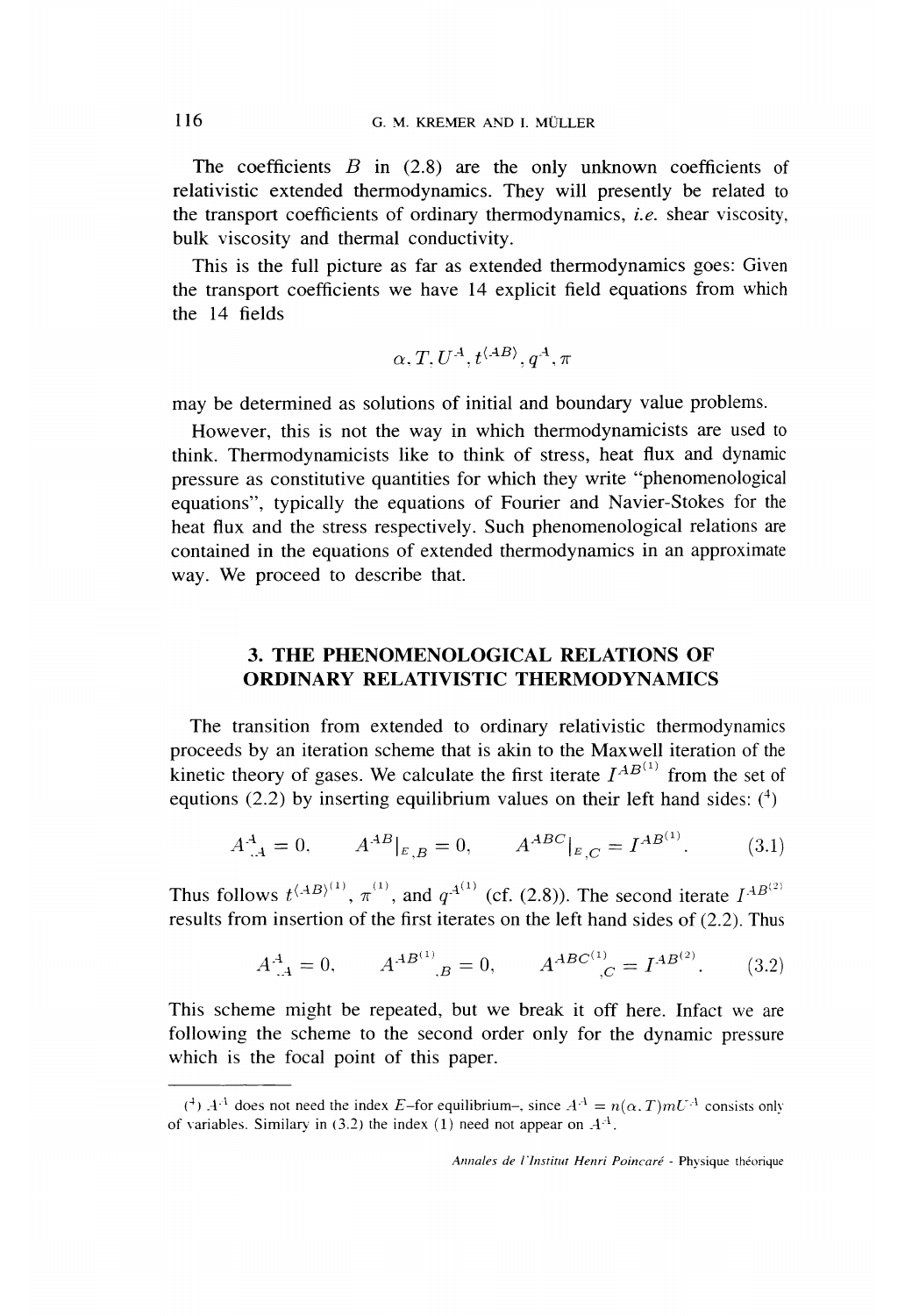The coefficients $B$ in (2.8) are the only unknown coefficients of relativistic extended thermodynamics. They will presently be related to the transport coefficients of ordinary thermodynamics, *i.e.* shear viscosity, bulk viscosity and thermal conductivity.

This is the full picture as far as extended thermodynamics goes: Given the transport coefficients we have 14 explicit field equations from which the 14 fields

$$\alpha, T, U^A, t^{\langle AB \rangle}, q^A, \pi$$

may be determined as solutions of initial and boundary value problems.

However, this is not the way in which thermodynamicists are used to think. Thermodynamicists like to think of stress, heat flux and dynamic pressure as constitutive quantities for which they write "phenomenological equations", typically the equations of Fourier and Navier-Stokes for the heat flux and the stress respectively. Such phenomenological relations are contained in the equations of extended thermodynamics in an approximate way. We proceed to describe that.

## 3. THE PHENOMENOLOGICAL RELATIONS OF ORDINARY RELATIVISTIC THERMODYNAMICS

The transition from extended to ordinary relativistic thermodynamics proceeds by an iteration scheme that is akin to the Maxwell iteration of the kinetic theory of gases. We calculate the first iterate $I^{AB^{(1)}}$ from the set of equtions (2.2) by inserting equilibrium values on their left hand sides: ([4])

$$A^A_{\ ,A} = 0, \qquad A^{AB}|_{E,B} = 0, \qquad A^{ABC}|_{E,C} = I^{AB^{(1)}}. \tag{3.1}$$

Thus follows $t^{\langle AB \rangle^{(1)}}$, $\pi^{(1)}$, and $q^{A^{(1)}}$ (cf. (2.8)). The second iterate $I^{AB^{(2)}}$ results from insertion of the first iterates on the left hand sides of (2.2). Thus

$$A^A_{\ ,A} = 0, \qquad A^{AB^{(1)}}_{\ \ ,B} = 0, \qquad A^{ABC^{(1)}}_{\ \ ,C} = I^{AB^{(2)}}. \tag{3.2}$$

This scheme might be repeated, but we break it off here. Infact we are following the scheme to the second order only for the dynamic pressure which is the focal point of this paper.

---

([4]) $A^A$ does not need the index $E$–for equilibrium–, since $A^A = n(\alpha, T)mU^A$ consists only of variables. Similary in (3.2) the index (1) need not appear on $A^A$.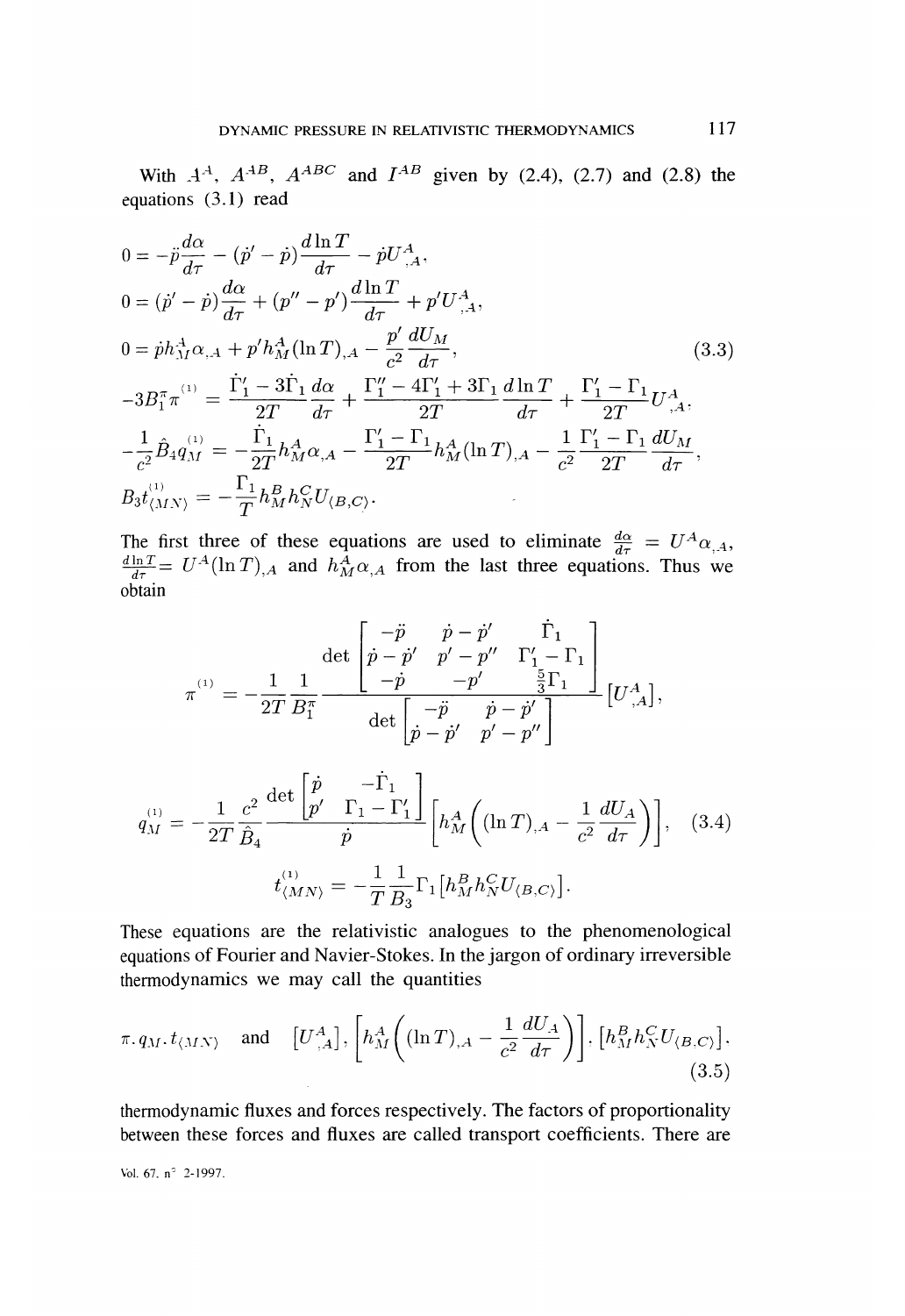With $A^A$, $A^{AB}$, $A^{ABC}$ and $I^{AB}$ given by (2.4), (2.7) and (2.8) the equations (3.1) read

$$
\begin{aligned}
0 &= -\ddot{p}\frac{d\alpha}{d\tau} - (\dot{p}' - \dot{p})\frac{d\ln T}{d\tau} - \dot{p}U^A_{,A},\\
0 &= (\dot{p}' - \dot{p})\frac{d\alpha}{d\tau} + (p'' - p')\frac{d\ln T}{d\tau} + p'U^A_{,A},\\
0 &= \dot{p}h^A_M\alpha_{,A} + p'h^A_M(\ln T)_{,A} - \frac{p'}{c^2}\frac{dU_M}{d\tau},\\
-3B^\pi_1\overset{(1)}{\pi} &= \frac{\dot{\Gamma}'_1 - 3\dot{\Gamma}_1}{2T}\frac{d\alpha}{d\tau} + \frac{\Gamma''_1 - 4\Gamma'_1 + 3\Gamma_1}{2T}\frac{d\ln T}{d\tau} + \frac{\Gamma'_1 - \Gamma_1}{2T}U^A_{,A},\\
-\frac{1}{c^2}\hat{B}_4\overset{(1)}{q}_M &= -\frac{\dot{\Gamma}_1}{2T}h^A_M\alpha_{,A} - \frac{\Gamma'_1 - \Gamma_1}{2T}h^A_M(\ln T)_{,A} - \frac{1}{c^2}\frac{\Gamma'_1 - \Gamma_1}{2T}\frac{dU_M}{d\tau},\\
B_3\overset{(1)}{t}_{\langle MN\rangle} &= -\frac{\Gamma_1}{T}h^B_M h^C_N U_{\langle B,C\rangle}.
\end{aligned}
\tag{3.3}
$$

The first three of these equations are used to eliminate $\frac{d\alpha}{d\tau} = U^A\alpha_{,A}$, $\frac{d\ln T}{d\tau} = U^A(\ln T)_{,A}$ and $h^A_M\alpha_{,A}$ from the last three equations. Thus we obtain

$$
\begin{aligned}
\overset{(1)}{\pi} &= -\frac{1}{2T}\frac{1}{B^\pi_1}\frac{\det\begin{bmatrix} -\ddot{p} & \dot{p} - \dot{p}' & \dot{\Gamma}_1 \\ \dot{p} - \dot{p}' & p' - p'' & \Gamma'_1 - \Gamma_1 \\ -\dot{p} & -p' & \frac{5}{3}\Gamma_1 \end{bmatrix}}{\det\begin{bmatrix} -\ddot{p} & \dot{p} - \dot{p}' \\ \dot{p} - \dot{p}' & p' - p'' \end{bmatrix}}[U^A_{,A}],\\
\overset{(1)}{q}_M &= -\frac{1}{2T}\frac{c^2}{\hat{B}_4}\frac{\det\begin{bmatrix} \dot{p} & -\dot{\Gamma}_1 \\ p' & \Gamma_1 - \Gamma'_1 \end{bmatrix}}{\dot{p}}\left[h^A_M\left((\ln T)_{,A} - \frac{1}{c^2}\frac{dU_A}{d\tau}\right)\right],\\
\overset{(1)}{t}_{\langle MN\rangle} &= -\frac{1}{T}\frac{1}{B_3}\Gamma_1\left[h^B_M h^C_N U_{\langle B,C\rangle}\right].
\end{aligned}
\tag{3.4}
$$

These equations are the relativistic analogues to the phenomenological equations of Fourier and Navier-Stokes. In the jargon of ordinary irreversible thermodynamics we may call the quantities

$$
\pi, q_M, t_{\langle MN\rangle} \quad \text{and} \quad [U^A_{,A}], \left[h^A_M\left((\ln T)_{,A} - \frac{1}{c^2}\frac{dU_A}{d\tau}\right)\right], \left[h^B_M h^C_N U_{\langle B,C\rangle}\right],
\tag{3.5}
$$

thermodynamic fluxes and forces respectively. The factors of proportionality between these forces and fluxes are called transport coefficients. There are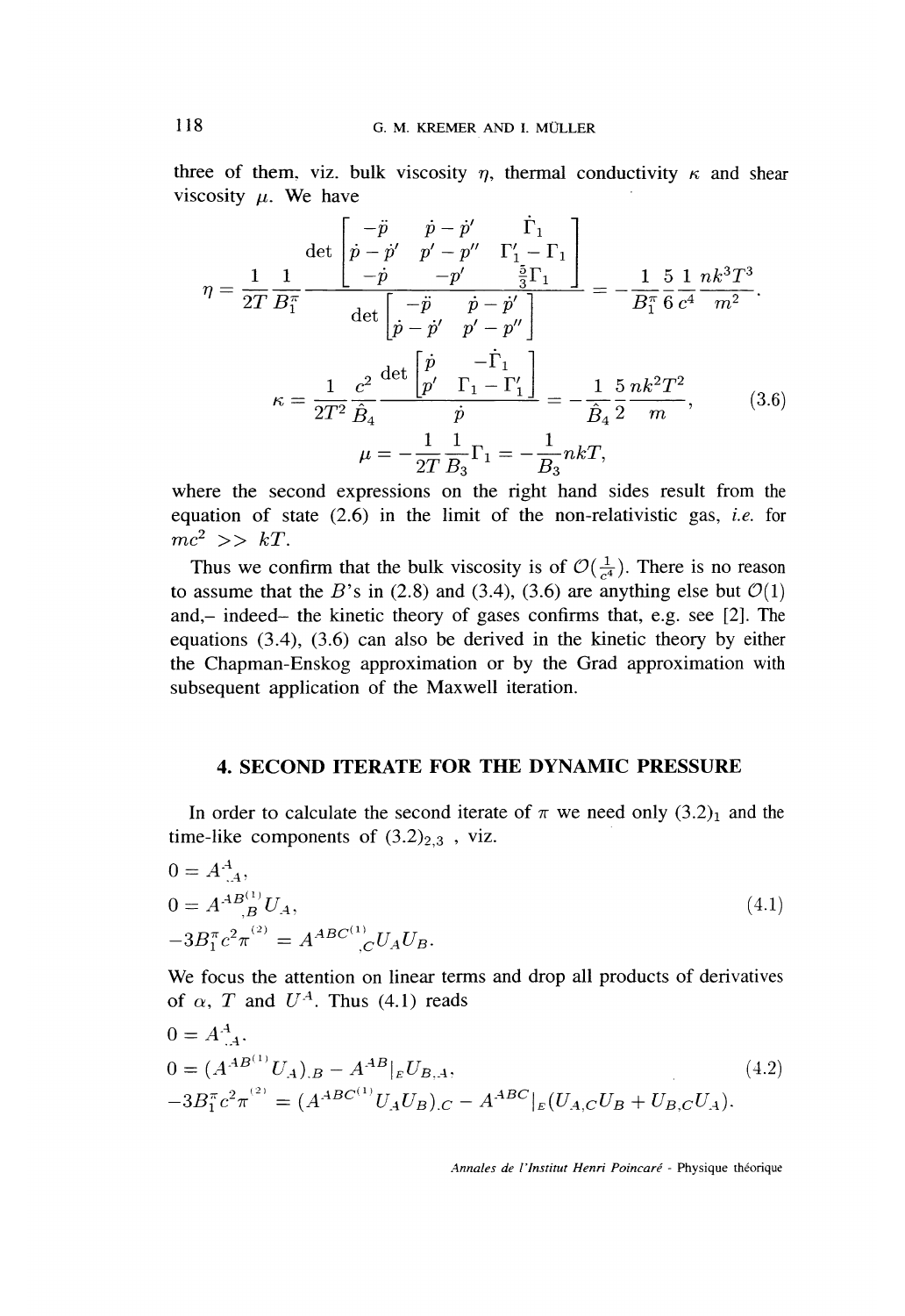three of them, viz. bulk viscosity $\eta$, thermal conductivity $\kappa$ and shear viscosity $\mu$. We have

$$
\begin{gathered}
\eta = \frac{1}{2T}\frac{1}{B_1^\pi}\frac{\det\begin{bmatrix} -\ddot{p} & \dot{p}-\dot{p}' & \dot{\Gamma}_1 \\ \dot{p}-\dot{p}' & p'-p'' & \Gamma_1'-\Gamma_1 \\ -\dot{p} & -p' & \frac{5}{3}\Gamma_1 \end{bmatrix}}{\det\begin{bmatrix} -\ddot{p} & \dot{p}-\dot{p}' \\ \dot{p}-\dot{p}' & p'-p'' \end{bmatrix}} = -\frac{1}{B_1^\pi}\frac{5}{6}\frac{1}{c^4}\frac{nk^3T^3}{m^2}. \\
\kappa = \frac{1}{2T^2}\frac{c^2}{\hat{B}_4}\frac{\det\begin{bmatrix} \dot{p} & -\dot{\Gamma}_1 \\ p' & \Gamma_1-\Gamma_1' \end{bmatrix}}{\dot{p}} = -\frac{1}{\hat{B}_4}\frac{5}{2}\frac{nk^2T^2}{m}, \\
\mu = -\frac{1}{2T}\frac{1}{B_3}\Gamma_1 = -\frac{1}{B_3}nkT,
\end{gathered}
\tag{3.6}
$$

where the second expressions on the right hand sides result from the equation of state (2.6) in the limit of the non-relativistic gas, *i.e.* for $mc^2 >> kT$.

Thus we confirm that the bulk viscosity is of $\mathcal{O}(\frac{1}{c^4})$. There is no reason to assume that the $B$'s in (2.8) and (3.4), (3.6) are anything else but $\mathcal{O}(1)$ and,– indeed– the kinetic theory of gases confirms that, e.g. see [2]. The equations (3.4), (3.6) can also be derived in the kinetic theory by either the Chapman-Enskog approximation or by the Grad approximation with subsequent application of the Maxwell iteration.

## 4. SECOND ITERATE FOR THE DYNAMIC PRESSURE

In order to calculate the second iterate of $\pi$ we need only $(3.2)_1$ and the time-like components of $(3.2)_{2,3}$ , viz.

$$
\begin{aligned}
0 &= A^A{}_{,A}, \\
0 &= A^{AB^{(1)}}{}_{,B}U_A, \\
-3B_1^\pi c^2 \pi^{(2)} &= A^{ABC^{(1)}}{}_{,C}U_A U_B.
\end{aligned}
\tag{4.1}
$$

We focus the attention on linear terms and drop all products of derivatives of $\alpha$, $T$ and $U^A$. Thus (4.1) reads

$$
\begin{aligned}
0 &= A^A{}_{,A}, \\
0 &= (A^{AB^{(1)}}U_A)_{,B} - A^{AB}|_E U_{B,A}, \\
-3B_1^\pi c^2 \pi^{(2)} &= (A^{ABC^{(1)}}U_A U_B)_{,C} - A^{ABC}|_E (U_{A,C}U_B + U_{B,C}U_A).
\end{aligned}
\tag{4.2}
$$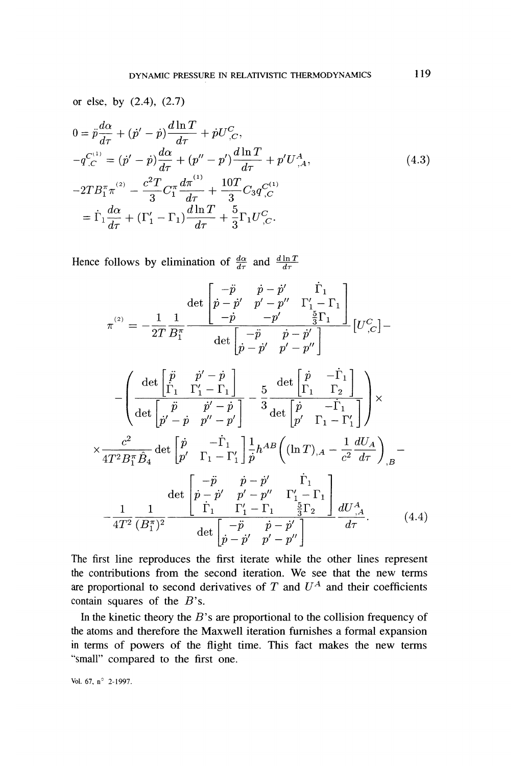or else, by (2.4), (2.7)

$$
\begin{aligned}
0 &= \ddot{p}\frac{d\alpha}{d\tau} + (\dot{p}' - \dot{p})\frac{d\ln T}{d\tau} + \dot{p}U^C_{,C}, \\
-q^{C^{(1)}}_{,C} &= (\dot{p}' - \dot{p})\frac{d\alpha}{d\tau} + (p'' - p')\frac{d\ln T}{d\tau} + p'U^A_{,A}, \\
-2TB^\pi_1\pi^{(2)} &- \frac{c^2T}{3}C^\pi_1\frac{d\pi^{(1)}}{d\tau} + \frac{10T}{3}C_3 q^{C^{(1)}}_{,C} \\
&= \dot{\Gamma}_1\frac{d\alpha}{d\tau} + (\Gamma_1' - \Gamma_1)\frac{d\ln T}{d\tau} + \frac{5}{3}\Gamma_1 U^C_{,C}.
\end{aligned}
\tag{4.3}
$$

Hence follows by elimination of $\frac{d\alpha}{d\tau}$ and $\frac{d\ln T}{d\tau}$

$$
\begin{aligned}
\pi^{(2)} = &-\frac{1}{2T}\frac{1}{B^\pi_1}\frac{\det\begin{bmatrix} -\ddot{p} & \dot{p} - \dot{p}' & \dot{\Gamma}_1 \\ \dot{p} - \dot{p}' & p' - p'' & \Gamma_1' - \Gamma_1 \\ -\dot{p} & -p' & \frac{5}{3}\Gamma_1 \end{bmatrix}}{\det\begin{bmatrix} -\ddot{p} & \dot{p} - \dot{p}' \\ \dot{p} - \dot{p}' & p' - p'' \end{bmatrix}}[U^C_{,C}] - \\
&-\left(\frac{\det\begin{bmatrix} \ddot{p} & \dot{p}' - \dot{p} \\ \dot{\Gamma}_1 & \Gamma_1' - \Gamma_1 \end{bmatrix}}{\det\begin{bmatrix} \ddot{p} & \dot{p}' - \dot{p} \\ \dot{p}' - \dot{p} & p'' - p' \end{bmatrix}} - \frac{5}{3}\frac{\det\begin{bmatrix} \dot{p} & -\dot{\Gamma}_1 \\ \Gamma_1 & \Gamma_2 \end{bmatrix}}{\det\begin{bmatrix} \dot{p} & -\dot{\Gamma}_1 \\ p' & \Gamma_1 - \Gamma_1' \end{bmatrix}}\right) \times \\
&\times \frac{c^2}{4T^2B^\pi_1\hat{B}_4}\det\begin{bmatrix} \dot{p} & -\dot{\Gamma}_1 \\ p' & \Gamma_1 - \Gamma_1' \end{bmatrix}\frac{1}{\dot{p}}h^{AB}\left((\ln T)_{,A} - \frac{1}{c^2}\frac{dU_A}{d\tau}\right)_{,B} - \\
&-\frac{1}{4T^2}\frac{1}{(B^\pi_1)^2}\frac{\det\begin{bmatrix} -\ddot{p} & \dot{p} - \dot{p}' & \dot{\Gamma}_1 \\ \dot{p} - \dot{p}' & p' - p'' & \Gamma_1' - \Gamma_1 \\ \dot{\Gamma}_1 & \Gamma_1' - \Gamma_1 & \frac{5}{3}\Gamma_2 \end{bmatrix}}{\det\begin{bmatrix} -\ddot{p} & \dot{p} - \dot{p}' \\ \dot{p} - \dot{p}' & p' - p'' \end{bmatrix}}\frac{dU^A_{,A}}{d\tau}.
\end{aligned}
\tag{4.4}
$$

The first line reproduces the first iterate while the other lines represent the contributions from the second iteration. We see that the new terms are proportional to second derivatives of $T$ and $U^A$ and their coefficients contain squares of the $B$'s.

In the kinetic theory the $B$'s are proportional to the collision frequency of the atoms and therefore the Maxwell iteration furnishes a formal expansion in terms of powers of the flight time. This fact makes the new terms "small" compared to the first one.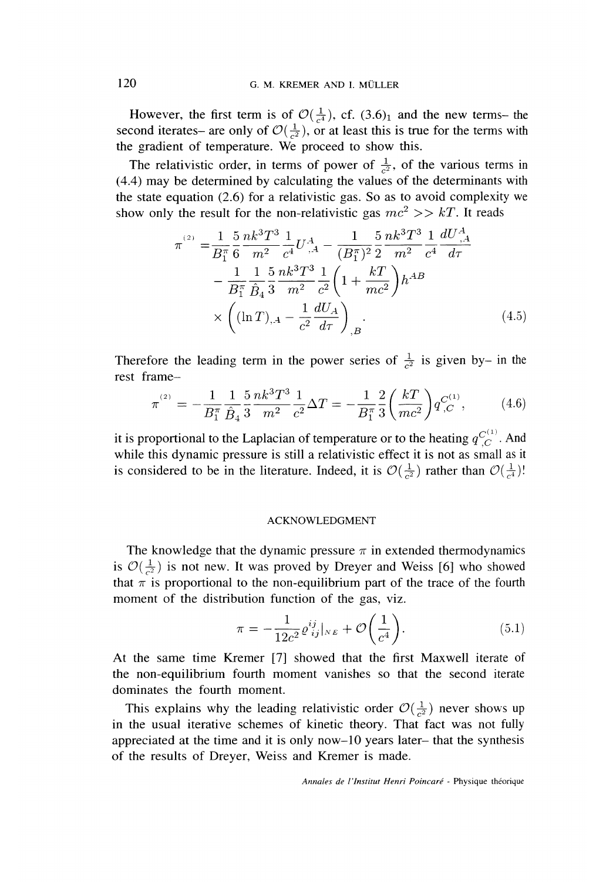However, the first term is of $\mathcal{O}(\frac{1}{c^4})$, cf. $(3.6)_1$ and the new terms– the second iterates– are only of $\mathcal{O}(\frac{1}{c^2})$, or at least this is true for the terms with the gradient of temperature. We proceed to show this.

The relativistic order, in terms of power of $\frac{1}{c^2}$, of the various terms in (4.4) may be determined by calculating the values of the determinants with the state equation (2.6) for a relativistic gas. So as to avoid complexity we show only the result for the non-relativistic gas $mc^2 >> kT$. It reads

$$
\begin{aligned}
\overset{(2)}{\pi} =& \frac{1}{B_1^\pi} \frac{5}{6} \frac{nk^3T^3}{m^2} \frac{1}{c^4} U^A_{\ ,A} - \frac{1}{(B_1^\pi)^2} \frac{5}{2} \frac{nk^3T^3}{m^2} \frac{1}{c^4} \frac{dU^A_{\ ,A}}{d\tau} \\
& - \frac{1}{B_1^\pi} \frac{1}{\hat{B}_4} \frac{5}{3} \frac{nk^3T^3}{m^2} \frac{1}{c^2} \left(1 + \frac{kT}{mc^2}\right) h^{AB} \\
& \times \left( (\ln T)_{,A} - \frac{1}{c^2} \frac{dU_A}{d\tau} \right)_{,B}.
\end{aligned} \tag{4.5}
$$

Therefore the leading term in the power series of $\frac{1}{c^2}$ is given by– in the rest frame–

$$
\overset{(2)}{\pi} = - \frac{1}{B_1^\pi} \frac{1}{\hat{B}_4} \frac{5}{3} \frac{nk^3T^3}{m^2} \frac{1}{c^2} \Delta T = - \frac{1}{B_1^\pi} \frac{2}{3} \left( \frac{kT}{mc^2} \right) q^{C(1)}_{,C}, \tag{4.6}
$$

it is proportional to the Laplacian of temperature or to the heating $q^{C(1)}_{,C}$. And while this dynamic pressure is still a relativistic effect it is not as small as it is considered to be in the literature. Indeed, it is $\mathcal{O}(\frac{1}{c^2})$ rather than $\mathcal{O}(\frac{1}{c^4})$!

## ACKNOWLEDGMENT

The knowledge that the dynamic pressure $\pi$ in extended thermodynamics is $\mathcal{O}(\frac{1}{c^2})$ is not new. It was proved by Dreyer and Weiss [6] who showed that $\pi$ is proportional to the non-equilibrium part of the trace of the fourth moment of the distribution function of the gas, viz.

$$
\pi = - \frac{1}{12c^2} \varrho^{ij}_{ij}|_{NE} + \mathcal{O}\left(\frac{1}{c^4}\right). \tag{5.1}
$$

At the same time Kremer [7] showed that the first Maxwell iterate of the non-equilibrium fourth moment vanishes so that the second iterate dominates the fourth moment.

This explains why the leading relativistic order $\mathcal{O}(\frac{1}{c^2})$ never shows up in the usual iterative schemes of kinetic theory. That fact was not fully appreciated at the time and it is only now–10 years later– that the synthesis of the results of Dreyer, Weiss and Kremer is made.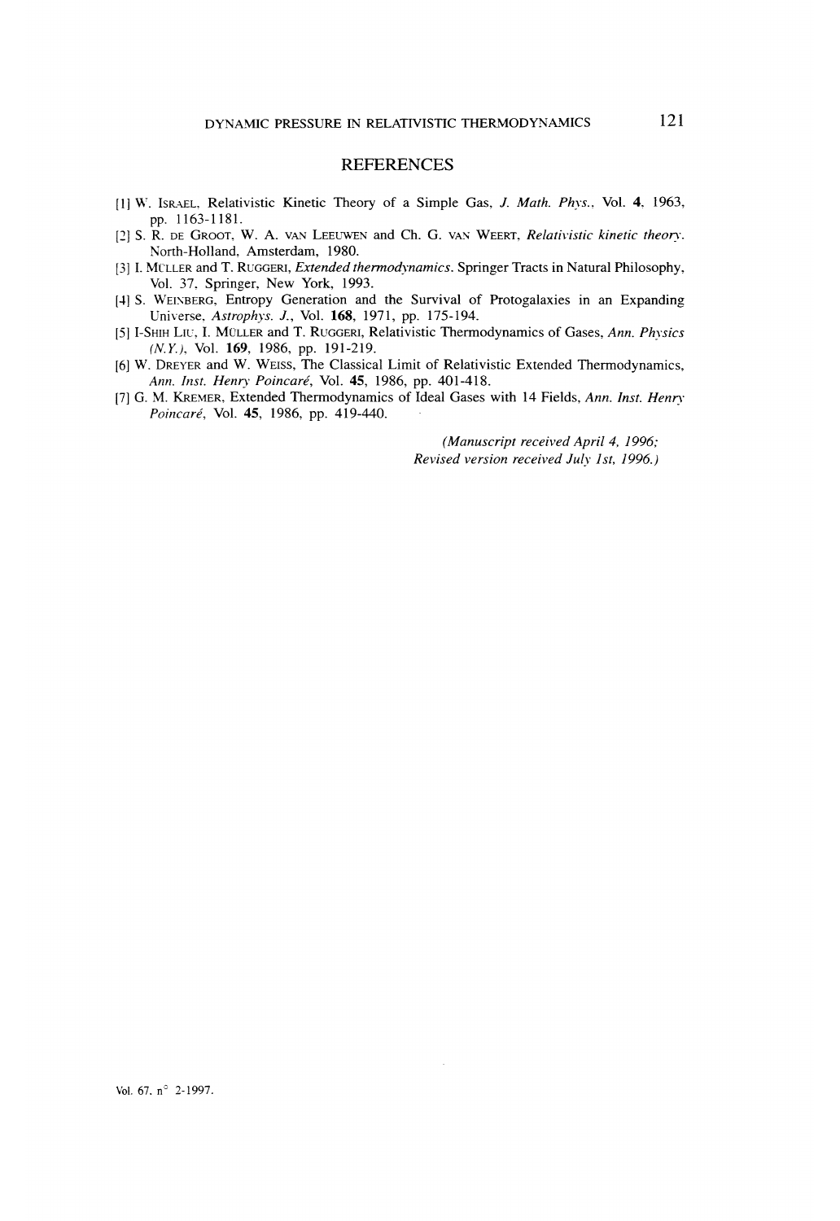## REFERENCES

[1] W. ISRAEL, Relativistic Kinetic Theory of a Simple Gas, *J. Math. Phys.*, Vol. **4**, 1963, pp. 1163-1181.

[2] S. R. DE GROOT, W. A. VAN LEEUWEN and Ch. G. VAN WEERT, *Relativistic kinetic theory*. North-Holland, Amsterdam, 1980.

[3] I. MÜLLER and T. RUGGERI, *Extended thermodynamics*. Springer Tracts in Natural Philosophy, Vol. 37, Springer, New York, 1993.

[4] S. WEINBERG, Entropy Generation and the Survival of Protogalaxies in an Expanding Universe, *Astrophys. J.*, Vol. **168**, 1971, pp. 175-194.

[5] I-SHIH LIU, I. MÜLLER and T. RUGGERI, Relativistic Thermodynamics of Gases, *Ann. Physics (N.Y.)*, Vol. **169**, 1986, pp. 191-219.

[6] W. DREYER and W. WEISS, The Classical Limit of Relativistic Extended Thermodynamics, *Ann. Inst. Henry Poincaré*, Vol. **45**, 1986, pp. 401-418.

[7] G. M. KREMER, Extended Thermodynamics of Ideal Gases with 14 Fields, *Ann. Inst. Henry Poincaré*, Vol. **45**, 1986, pp. 419-440.

*(Manuscript received April 4, 1996;*
*Revised version received July 1st, 1996.)*